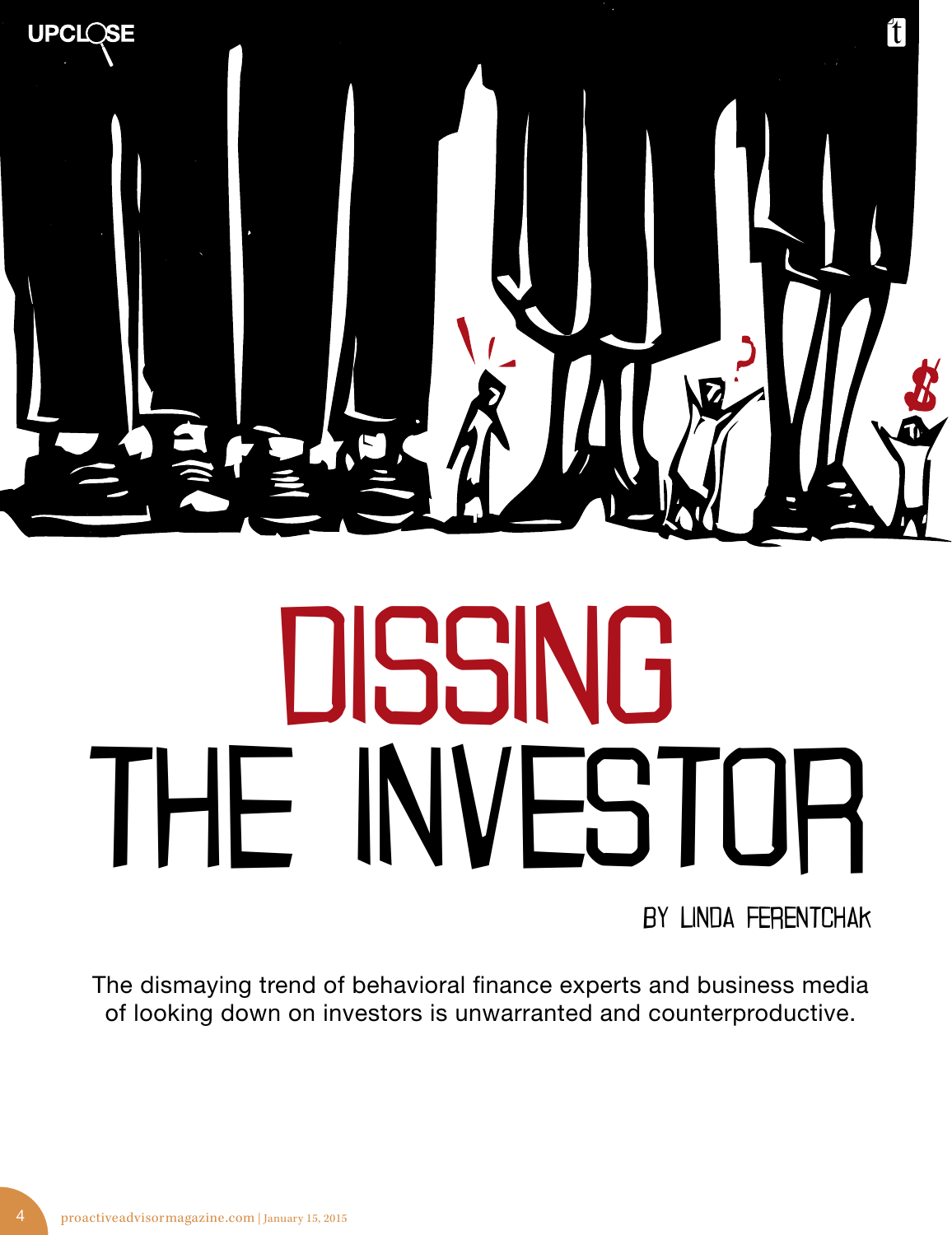# DISSING THE INVESTOR

BY LINDA FERENTCHAK

The dismaying trend of behavioral finance experts and business media of looking down on investors is unwarranted and counterproductive.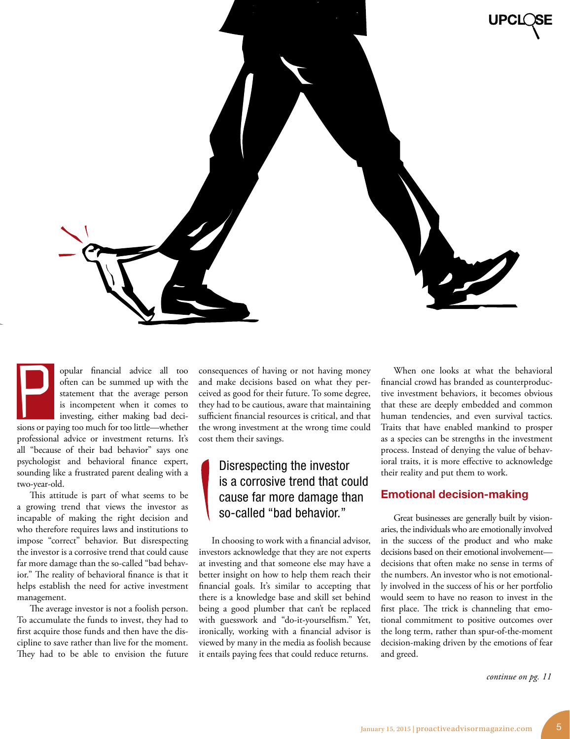Popular financial advice all too often can be summed up with the statement that the average person is incompetent when it comes to investing, either making bad decisions or paying too much for too little—whether professional advice or investment returns. It's all "because of their bad behavior" says one psychologist and behavioral finance expert, sounding like a frustrated parent dealing with a two-year-old.

This attitude is part of what seems to be a growing trend that views the investor as incapable of making the right decision and who therefore requires laws and institutions to impose "correct" behavior. But disrespecting the investor is a corrosive trend that could cause far more damage than the so-called "bad behavior." The reality of behavioral finance is that it helps establish the need for active investment management.

The average investor is not a foolish person. To accumulate the funds to invest, they had to first acquire those funds and then have the discipline to save rather than live for the moment. They had to be able to envision the future consequences of having or not having money and make decisions based on what they perceived as good for their future. To some degree, they had to be cautious, aware that maintaining sufficient financial resources is critical, and that the wrong investment at the wrong time could cost them their savings.

> Disrespecting the investor is a corrosive trend that could cause far more damage than so-called "bad behavior."

In choosing to work with a financial advisor, investors acknowledge that they are not experts at investing and that someone else may have a better insight on how to help them reach their financial goals. It's similar to accepting that there is a knowledge base and skill set behind being a good plumber that can't be replaced with guesswork and "do-it-yourselfism." Yet, ironically, working with a financial advisor is viewed by many in the media as foolish because it entails paying fees that could reduce returns.

When one looks at what the behavioral financial crowd has branded as counterproductive investment behaviors, it becomes obvious that these are deeply embedded and common human tendencies, and even survival tactics. Traits that have enabled mankind to prosper as a species can be strengths in the investment process. Instead of denying the value of behavioral traits, it is more effective to acknowledge their reality and put them to work.

## Emotional decision-making

Great businesses are generally built by visionaries, the individuals who are emotionally involved in the success of the product and who make decisions based on their emotional involvement—decisions that often make no sense in terms of the numbers. An investor who is not emotionally involved in the success of his or her portfolio would seem to have no reason to invest in the first place. The trick is channeling that emotional commitment to positive outcomes over the long term, rather than spur-of-the-moment decision-making driven by the emotions of fear and greed.

*continue on pg. 11*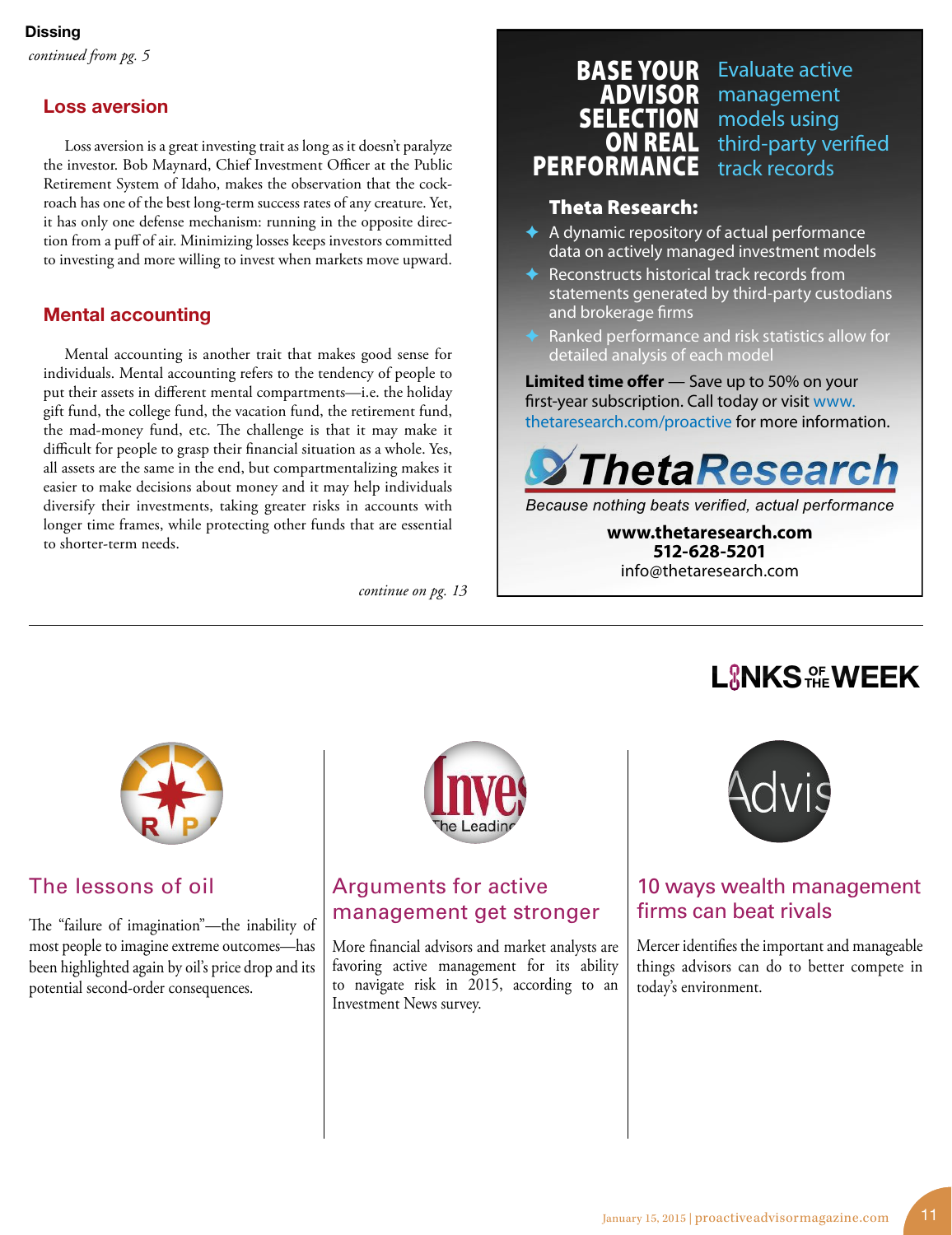**Dissing**

*continued from pg. 5*

## Loss aversion

Loss aversion is a great investing trait as long as it doesn't paralyze the investor. Bob Maynard, Chief Investment Officer at the Public Retirement System of Idaho, makes the observation that the cockroach has one of the best long-term success rates of any creature. Yet, it has only one defense mechanism: running in the opposite direction from a puff of air. Minimizing losses keeps investors committed to investing and more willing to invest when markets move upward.

## Mental accounting

Mental accounting is another trait that makes good sense for individuals. Mental accounting refers to the tendency of people to put their assets in different mental compartments—i.e. the holiday gift fund, the college fund, the vacation fund, the retirement fund, the mad-money fund, etc. The challenge is that it may make it difficult for people to grasp their financial situation as a whole. Yes, all assets are the same in the end, but compartmentalizing makes it easier to make decisions about money and it may help individuals diversify their investments, taking greater risks in accounts with longer time frames, while protecting other funds that are essential to shorter-term needs.

*continue on pg. 13*

---

**BASE YOUR ADVISOR SELECTION ON REAL PERFORMANCE** Evaluate active management models using third-party verified track records

**Theta Research:**

- A dynamic repository of actual performance data on actively managed investment models
- Reconstructs historical track records from statements generated by third-party custodians and brokerage firms
- Ranked performance and risk statistics allow for detailed analysis of each model

**Limited time offer** — Save up to 50% on your first-year subscription. Call today or visit www.thetaresearch.com/proactive for more information.

**ThetaResearch**

*Because nothing beats verified, actual performance*

**www.thetaresearch.com**
**512-628-5201**
info@thetaresearch.com

---

# LINKS OF THE WEEK

### The lessons of oil

The "failure of imagination"—the inability of most people to imagine extreme outcomes—has been highlighted again by oil's price drop and its potential second-order consequences.

### Arguments for active management get stronger

More financial advisors and market analysts are favoring active management for its ability to navigate risk in 2015, according to an Investment News survey.

### 10 ways wealth management firms can beat rivals

Mercer identifies the important and manageable things advisors can do to better compete in today's environment.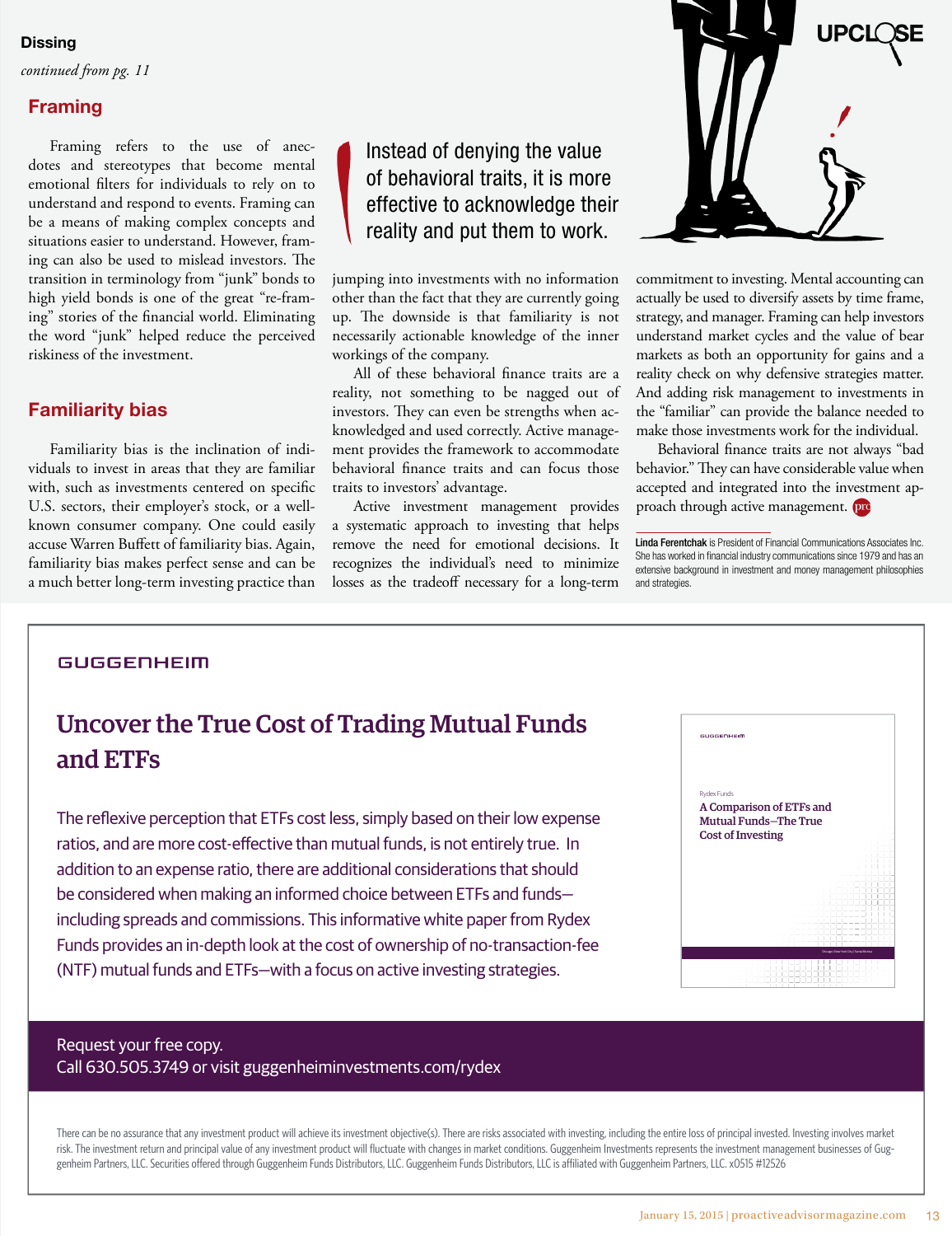**Dissing**

*continued from pg. 11*

## Framing

Framing refers to the use of anecdotes and stereotypes that become mental emotional filters for individuals to rely on to understand and respond to events. Framing can be a means of making complex concepts and situations easier to understand. However, framing can also be used to mislead investors. The transition in terminology from "junk" bonds to high yield bonds is one of the great "re-framing" stories of the financial world. Eliminating the word "junk" helped reduce the perceived riskiness of the investment.

## Familiarity bias

Familiarity bias is the inclination of individuals to invest in areas that they are familiar with, such as investments centered on specific U.S. sectors, their employer's stock, or a well-known consumer company. One could easily accuse Warren Buffett of familiarity bias. Again, familiarity bias makes perfect sense and can be a much better long-term investing practice than jumping into investments with no information other than the fact that they are currently going up. The downside is that familiarity is not necessarily actionable knowledge of the inner workings of the company.

> Instead of denying the value of behavioral traits, it is more effective to acknowledge their reality and put them to work.

All of these behavioral finance traits are a reality, not something to be nagged out of investors. They can even be strengths when acknowledged and used correctly. Active management provides the framework to accommodate behavioral finance traits and can focus those traits to investors' advantage.

Active investment management provides a systematic approach to investing that helps remove the need for emotional decisions. It recognizes the individual's need to minimize losses as the tradeoff necessary for a long-term commitment to investing. Mental accounting can actually be used to diversify assets by time frame, strategy, and manager. Framing can help investors understand market cycles and the value of bear markets as both an opportunity for gains and a reality check on why defensive strategies matter. And adding risk management to investments in the "familiar" can provide the balance needed to make those investments work for the individual.

Behavioral finance traits are not always "bad behavior." They can have considerable value when accepted and integrated into the investment approach through active management.

**Linda Ferentchak** is President of Financial Communications Associates Inc. She has worked in financial industry communications since 1979 and has an extensive background in investment and money management philosophies and strategies.

---

GUGGENHEIM

## Uncover the True Cost of Trading Mutual Funds and ETFs

The reflexive perception that ETFs cost less, simply based on their low expense ratios, and are more cost-effective than mutual funds, is not entirely true. In addition to an expense ratio, there are additional considerations that should be considered when making an informed choice between ETFs and funds—including spreads and commissions. This informative white paper from Rydex Funds provides an in-depth look at the cost of ownership of no-transaction-fee (NTF) mutual funds and ETFs—with a focus on active investing strategies.

GUGGENHEIM
Rydex Funds
A Comparison of ETFs and Mutual Funds—The True Cost of Investing

Request your free copy.
Call 630.505.3749 or visit guggenheiminvestments.com/rydex

There can be no assurance that any investment product will achieve its investment objective(s). There are risks associated with investing, including the entire loss of principal invested. Investing involves market risk. The investment return and principal value of any investment product will fluctuate with changes in market conditions. Guggenheim Investments represents the investment management businesses of Guggenheim Partners, LLC. Securities offered through Guggenheim Funds Distributors, LLC. Guggenheim Funds Distributors, LLC is affiliated with Guggenheim Partners, LLC. x0515 #12526